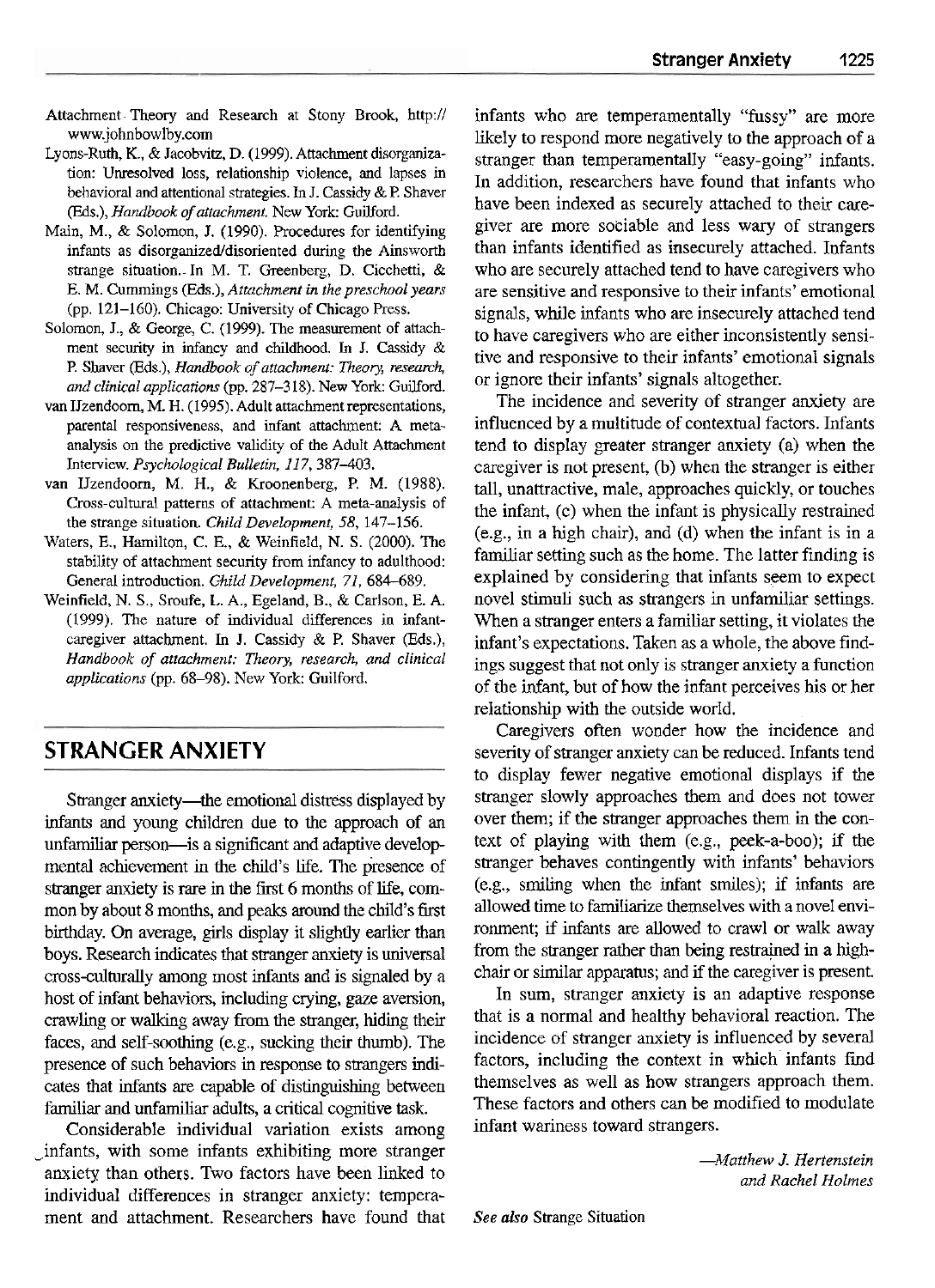Attachment Theory and Research at Stony Brook, http://www.johnbowlby.com

Lyons-Ruth, K., & Jacobvitz, D. (1999). Attachment disorganization: Unresolved loss, relationship violence, and lapses in behavioral and attentional strategies. In J. Cassidy & P. Shaver (Eds.), *Handbook of attachment*. New York: Guilford.

Main, M., & Solomon, J. (1990). Procedures for identifying infants as disorganized/disoriented during the Ainsworth strange situation. In M. T. Greenberg, D. Cicchetti, & E. M. Cummings (Eds.), *Attachment in the preschool years* (pp. 121–160). Chicago: University of Chicago Press.

Solomon, J., & George, C. (1999). The measurement of attachment security in infancy and childhood. In J. Cassidy & P. Shaver (Eds.), *Handbook of attachment: Theory, research, and clinical applications* (pp. 287–318). New York: Guilford.

van IJzendoorn, M. H. (1995). Adult attachment representations, parental responsiveness, and infant attachment: A meta-analysis on the predictive validity of the Adult Attachment Interview. *Psychological Bulletin, 117*, 387–403.

van IJzendoorn, M. H., & Kroonenberg, P. M. (1988). Cross-cultural patterns of attachment: A meta-analysis of the strange situation. *Child Development, 58*, 147–156.

Waters, E., Hamilton, C. E., & Weinfield, N. S. (2000). The stability of attachment security from infancy to adulthood: General introduction. *Child Development, 71*, 684–689.

Weinfield, N. S., Sroufe, L. A., Egeland, B., & Carlson, E. A. (1999). The nature of individual differences in infant-caregiver attachment. In J. Cassidy & P. Shaver (Eds.), *Handbook of attachment: Theory, research, and clinical applications* (pp. 68–98). New York: Guilford.

## STRANGER ANXIETY

Stranger anxiety—the emotional distress displayed by infants and young children due to the approach of an unfamiliar person—is a significant and adaptive developmental achievement in the child's life. The presence of stranger anxiety is rare in the first 6 months of life, common by about 8 months, and peaks around the child's first birthday. On average, girls display it slightly earlier than boys. Research indicates that stranger anxiety is universal cross-culturally among most infants and is signaled by a host of infant behaviors, including crying, gaze aversion, crawling or walking away from the stranger, hiding their faces, and self-soothing (e.g., sucking their thumb). The presence of such behaviors in response to strangers indicates that infants are capable of distinguishing between familiar and unfamiliar adults, a critical cognitive task.

Considerable individual variation exists among infants, with some infants exhibiting more stranger anxiety than others. Two factors have been linked to individual differences in stranger anxiety: temperament and attachment. Researchers have found that infants who are temperamentally "fussy" are more likely to respond more negatively to the approach of a stranger than temperamentally "easy-going" infants. In addition, researchers have found that infants who have been indexed as securely attached to their caregiver are more sociable and less wary of strangers than infants identified as insecurely attached. Infants who are securely attached tend to have caregivers who are sensitive and responsive to their infants' emotional signals, while infants who are insecurely attached tend to have caregivers who are either inconsistently sensitive and responsive to their infants' emotional signals or ignore their infants' signals altogether.

The incidence and severity of stranger anxiety are influenced by a multitude of contextual factors. Infants tend to display greater stranger anxiety (a) when the caregiver is not present, (b) when the stranger is either tall, unattractive, male, approaches quickly, or touches the infant, (c) when the infant is physically restrained (e.g., in a high chair), and (d) when the infant is in a familiar setting such as the home. The latter finding is explained by considering that infants seem to expect novel stimuli such as strangers in unfamiliar settings. When a stranger enters a familiar setting, it violates the infant's expectations. Taken as a whole, the above findings suggest that not only is stranger anxiety a function of the infant, but of how the infant perceives his or her relationship with the outside world.

Caregivers often wonder how the incidence and severity of stranger anxiety can be reduced. Infants tend to display fewer negative emotional displays if the stranger slowly approaches them and does not tower over them; if the stranger approaches them in the context of playing with them (e.g., peek-a-boo); if the stranger behaves contingently with infants' behaviors (e.g., smiling when the infant smiles); if infants are allowed time to familiarize themselves with a novel environment; if infants are allowed to crawl or walk away from the stranger rather than being restrained in a high-chair or similar apparatus; and if the caregiver is present.

In sum, stranger anxiety is an adaptive response that is a normal and healthy behavioral reaction. The incidence of stranger anxiety is influenced by several factors, including the context in which infants find themselves as well as how strangers approach them. These factors and others can be modified to modulate infant wariness toward strangers.

*—Matthew J. Hertenstein and Rachel Holmes*

***See also*** Strange Situation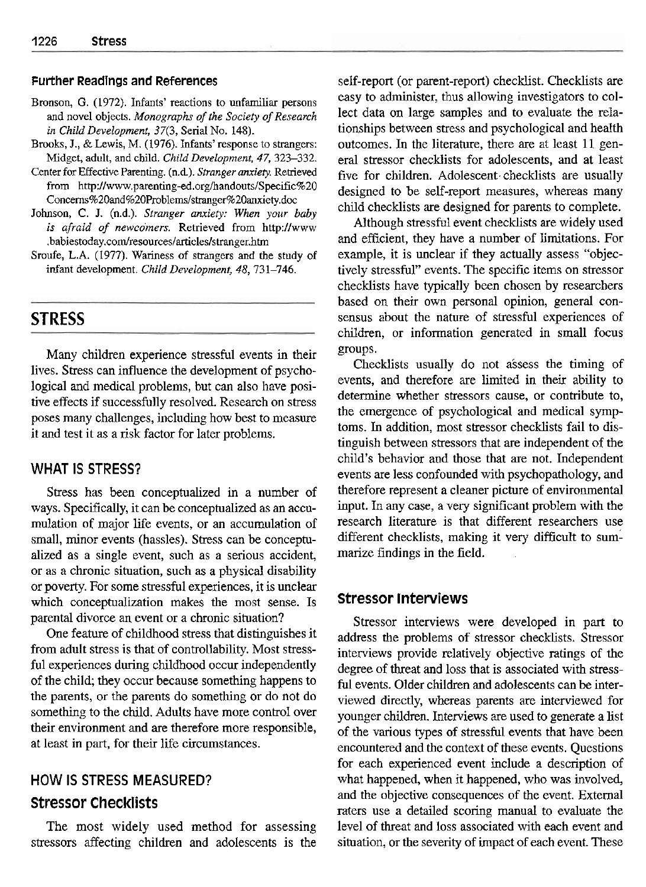### Further Readings and References

Bronson, G. (1972). Infants' reactions to unfamiliar persons and novel objects. *Monographs of the Society of Research in Child Development, 37*(3, Serial No. 148).

Brooks, J., & Lewis, M. (1976). Infants' response to strangers: Midget, adult, and child. *Child Development, 47*, 323–332.

Center for Effective Parenting. (n.d.). *Stranger anxiety.* Retrieved from http://www.parenting-ed.org/handouts/Specific%20Concerns%20and%20Problems/stranger%20anxiety.doc

Johnson, C. J. (n.d.). *Stranger anxiety: When your baby is afraid of newcomers.* Retrieved from http://www.babiestoday.com/resources/articles/stranger.htm

Sroufe, L.A. (1977). Wariness of strangers and the study of infant development. *Child Development, 48*, 731–746.

## STRESS

Many children experience stressful events in their lives. Stress can influence the development of psychological and medical problems, but can also have positive effects if successfully resolved. Research on stress poses many challenges, including how best to measure it and test it as a risk factor for later problems.

### WHAT IS STRESS?

Stress has been conceptualized in a number of ways. Specifically, it can be conceptualized as an accumulation of major life events, or an accumulation of small, minor events (hassles). Stress can be conceptualized as a single event, such as a serious accident, or as a chronic situation, such as a physical disability or poverty. For some stressful experiences, it is unclear which conceptualization makes the most sense. Is parental divorce an event or a chronic situation?

One feature of childhood stress that distinguishes it from adult stress is that of controllability. Most stressful experiences during childhood occur independently of the child; they occur because something happens to the parents, or the parents do something or do not do something to the child. Adults have more control over their environment and are therefore more responsible, at least in part, for their life circumstances.

### HOW IS STRESS MEASURED?

#### Stressor Checklists

The most widely used method for assessing stressors affecting children and adolescents is the self-report (or parent-report) checklist. Checklists are easy to administer, thus allowing investigators to collect data on large samples and to evaluate the relationships between stress and psychological and health outcomes. In the literature, there are at least 11 general stressor checklists for adolescents, and at least five for children. Adolescent checklists are usually designed to be self-report measures, whereas many child checklists are designed for parents to complete.

Although stressful event checklists are widely used and efficient, they have a number of limitations. For example, it is unclear if they actually assess "objectively stressful" events. The specific items on stressor checklists have typically been chosen by researchers based on their own personal opinion, general consensus about the nature of stressful experiences of children, or information generated in small focus groups.

Checklists usually do not assess the timing of events, and therefore are limited in their ability to determine whether stressors cause, or contribute to, the emergence of psychological and medical symptoms. In addition, most stressor checklists fail to distinguish between stressors that are independent of the child's behavior and those that are not. Independent events are less confounded with psychopathology, and therefore represent a cleaner picture of environmental input. In any case, a very significant problem with the research literature is that different researchers use different checklists, making it very difficult to summarize findings in the field.

#### Stressor Interviews

Stressor interviews were developed in part to address the problems of stressor checklists. Stressor interviews provide relatively objective ratings of the degree of threat and loss that is associated with stressful events. Older children and adolescents can be interviewed directly, whereas parents are interviewed for younger children. Interviews are used to generate a list of the various types of stressful events that have been encountered and the context of these events. Questions for each experienced event include a description of what happened, when it happened, who was involved, and the objective consequences of the event. External raters use a detailed scoring manual to evaluate the level of threat and loss associated with each event and situation, or the severity of impact of each event. These